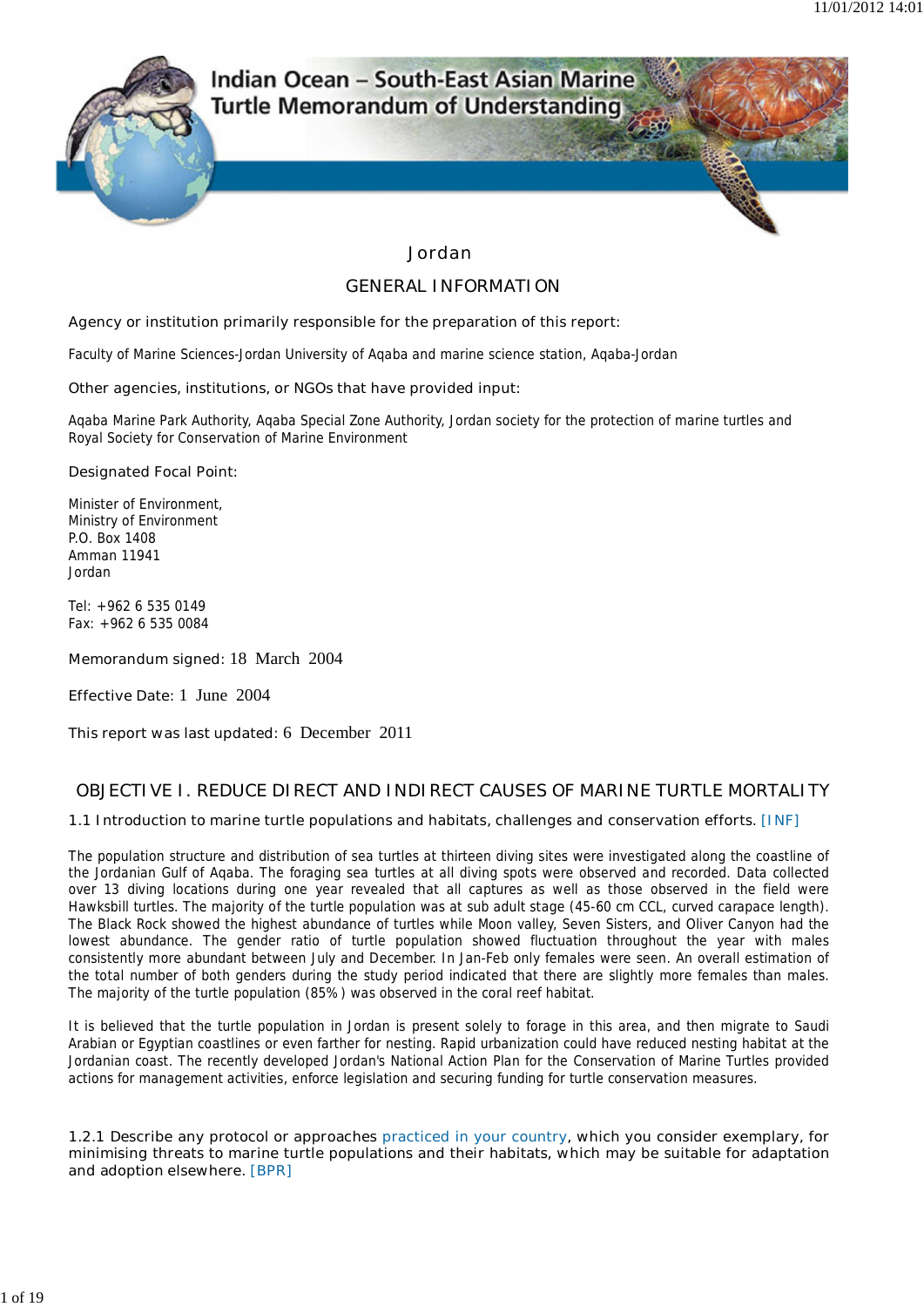# Indian Ocean – South-East Asian Marine Turtle Memorandum of Understanding

## Jordan

## GENERAL INFORMATION

Agency or institution primarily responsible for the preparation of this report:

Faculty of Marine Sciences-Jordan University of Aqaba and marine science station, Aqaba-Jordan

Other agencies, institutions, or NGOs that have provided input:

Aqaba Marine Park Authority, Aqaba Special Zone Authority, Jordan society for the protection of marine turtles and Royal Society for Conservation of Marine Environment

Designated Focal Point:

Minister of Environment,
Ministry of Environment
P.O. Box 1408
Amman 11941
Jordan

Tel: +962 6 535 0149
Fax: +962 6 535 0084

Memorandum signed: 18 March 2004

Effective Date: 1 June 2004

This report was last updated: 6 December 2011

## OBJECTIVE I. REDUCE DIRECT AND INDIRECT CAUSES OF MARINE TURTLE MORTALITY

### 1.1 Introduction to marine turtle populations and habitats, challenges and conservation efforts. [INF]

The population structure and distribution of sea turtles at thirteen diving sites were investigated along the coastline of the Jordanian Gulf of Aqaba. The foraging sea turtles at all diving spots were observed and recorded. Data collected over 13 diving locations during one year revealed that all captures as well as those observed in the field were Hawksbill turtles. The majority of the turtle population was at sub adult stage (45-60 cm CCL, curved carapace length). The Black Rock showed the highest abundance of turtles while Moon valley, Seven Sisters, and Oliver Canyon had the lowest abundance. The gender ratio of turtle population showed fluctuation throughout the year with males consistently more abundant between July and December. In Jan-Feb only females were seen. An overall estimation of the total number of both genders during the study period indicated that there are slightly more females than males. The majority of the turtle population (85%) was observed in the coral reef habitat.

It is believed that the turtle population in Jordan is present solely to forage in this area, and then migrate to Saudi Arabian or Egyptian coastlines or even farther for nesting. Rapid urbanization could have reduced nesting habitat at the Jordanian coast. The recently developed Jordan's National Action Plan for the Conservation of Marine Turtles provided actions for management activities, enforce legislation and securing funding for turtle conservation measures.

### 1.2.1 Describe any protocol or approaches practiced in your country, which you consider exemplary, for minimising threats to marine turtle populations and their habitats, which may be suitable for adaptation and adoption elsewhere. [BPR]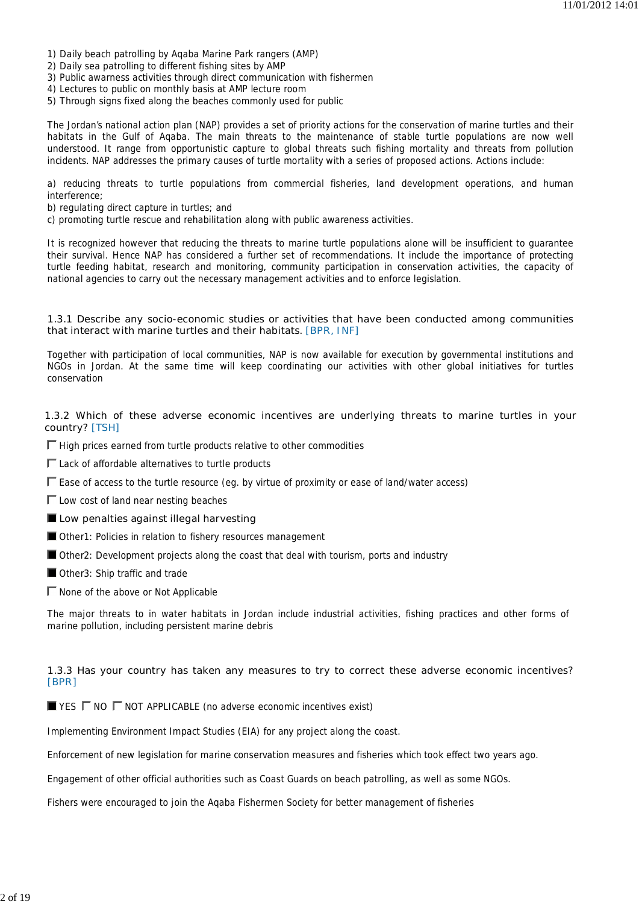1) Daily beach patrolling by Aqaba Marine Park rangers (AMP)
2) Daily sea patrolling to different fishing sites by AMP
3) Public awarness activities through direct communication with fishermen
4) Lectures to public on monthly basis at AMP lecture room
5) Through signs fixed along the beaches commonly used for public

The Jordan's national action plan (NAP) provides a set of priority actions for the conservation of marine turtles and their habitats in the Gulf of Aqaba. The main threats to the maintenance of stable turtle populations are now well understood. It range from opportunistic capture to global threats such fishing mortality and threats from pollution incidents. NAP addresses the primary causes of turtle mortality with a series of proposed actions. Actions include:

a) reducing threats to turtle populations from commercial fisheries, land development operations, and human interference;
b) regulating direct capture in turtles; and
c) promoting turtle rescue and rehabilitation along with public awareness activities.

It is recognized however that reducing the threats to marine turtle populations alone will be insufficient to guarantee their survival. Hence NAP has considered a further set of recommendations. It include the importance of protecting turtle feeding habitat, research and monitoring, community participation in conservation activities, the capacity of national agencies to carry out the necessary management activities and to enforce legislation.

### 1.3.1 Describe any socio-economic studies or activities that have been conducted among communities that interact with marine turtles and their habitats. [BPR, INF]

Together with participation of local communities, NAP is now available for execution by governmental institutions and NGOs in Jordan. At the same time will keep coordinating our activities with other global initiatives for turtles conservation

### 1.3.2 Which of these adverse economic incentives are underlying threats to marine turtles in your country? [TSH]

- [ ] High prices earned from turtle products relative to other commodities
- [ ] Lack of affordable alternatives to turtle products
- [ ] Ease of access to the turtle resource (eg. by virtue of proximity or ease of land/water access)
- [ ] Low cost of land near nesting beaches
- [x] Low penalties against illegal harvesting
- [x] Other1: Policies in relation to fishery resources management
- [x] Other2: Development projects along the coast that deal with tourism, ports and industry
- [x] Other3: Ship traffic and trade
- [ ] None of the above or Not Applicable

The major threats to in water habitats in Jordan include industrial activities, fishing practices and other forms of marine pollution, including persistent marine debris

### 1.3.3 Has your country has taken any measures to try to correct these adverse economic incentives? [BPR]

[x] YES [ ] NO [ ] NOT APPLICABLE (no adverse economic incentives exist)

Implementing Environment Impact Studies (EIA) for any project along the coast.

Enforcement of new legislation for marine conservation measures and fisheries which took effect two years ago.

Engagement of other official authorities such as Coast Guards on beach patrolling, as well as some NGOs.

Fishers were encouraged to join the Aqaba Fishermen Society for better management of fisheries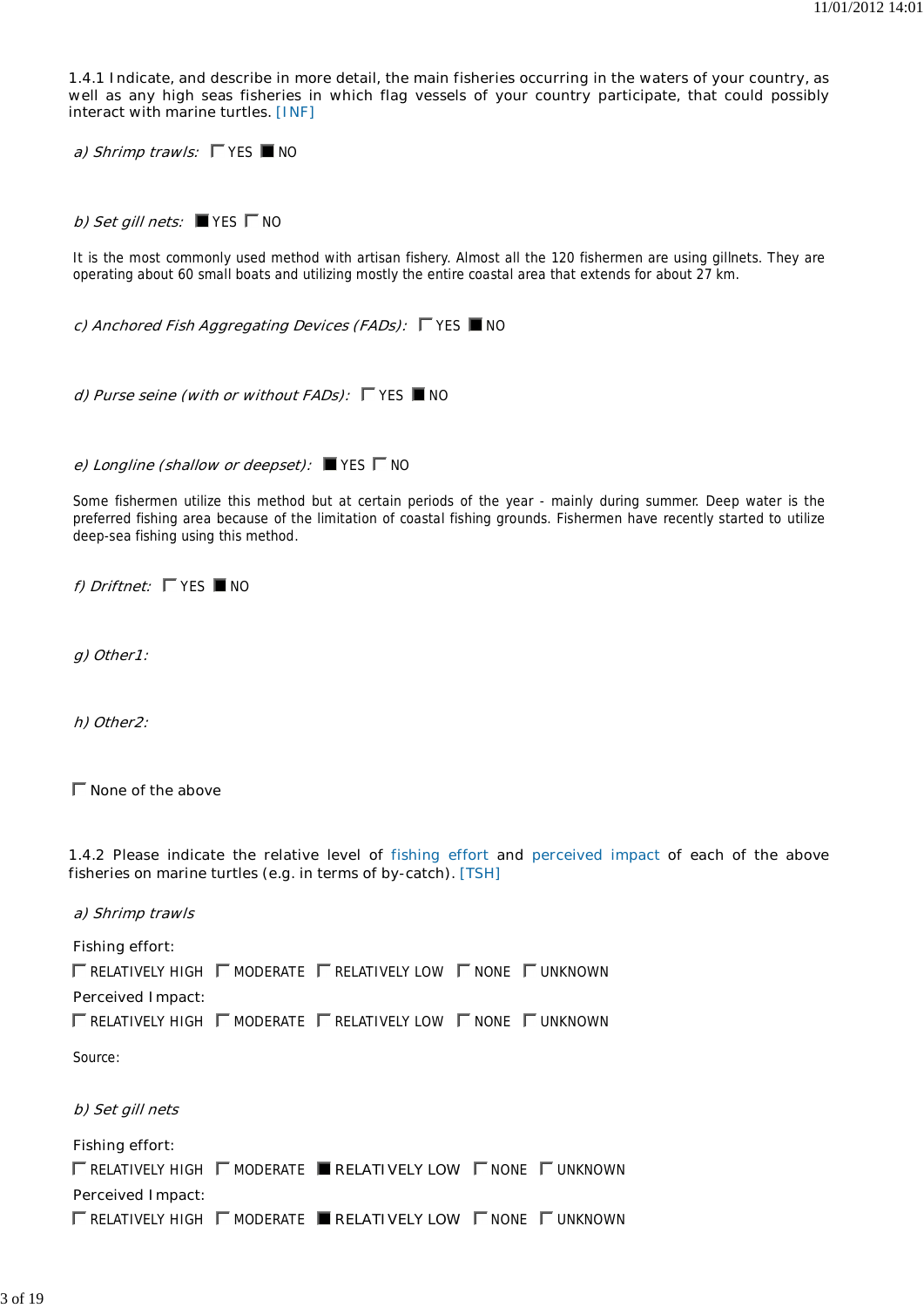1.4.1 Indicate, and describe in more detail, the main fisheries occurring in the waters of your country, as well as any high seas fisheries in which flag vessels of your country participate, that could possibly interact with marine turtles. [INF]

*a) Shrimp trawls:* ☐ YES ■ NO

*b) Set gill nets:* ■ YES ☐ NO

It is the most commonly used method with artisan fishery. Almost all the 120 fishermen are using gillnets. They are operating about 60 small boats and utilizing mostly the entire coastal area that extends for about 27 km.

*c) Anchored Fish Aggregating Devices (FADs):* ☐ YES ■ NO

*d) Purse seine (with or without FADs):* ☐ YES ■ NO

*e) Longline (shallow or deepset):* ■ YES ☐ NO

Some fishermen utilize this method but at certain periods of the year - mainly during summer. Deep water is the preferred fishing area because of the limitation of coastal fishing grounds. Fishermen have recently started to utilize deep-sea fishing using this method.

*f) Driftnet:* ☐ YES ■ NO

*g) Other1:*

*h) Other2:*

☐ None of the above

1.4.2 Please indicate the relative level of fishing effort and perceived impact of each of the above fisheries on marine turtles (e.g. in terms of by-catch). [TSH]

*a) Shrimp trawls*

Fishing effort:

☐ RELATIVELY HIGH ☐ MODERATE ☐ RELATIVELY LOW ☐ NONE ☐ UNKNOWN

Perceived Impact:

☐ RELATIVELY HIGH ☐ MODERATE ☐ RELATIVELY LOW ☐ NONE ☐ UNKNOWN

Source:

*b) Set gill nets*

Fishing effort:

☐ RELATIVELY HIGH ☐ MODERATE ■ RELATIVELY LOW ☐ NONE ☐ UNKNOWN

Perceived Impact:

☐ RELATIVELY HIGH ☐ MODERATE ■ RELATIVELY LOW ☐ NONE ☐ UNKNOWN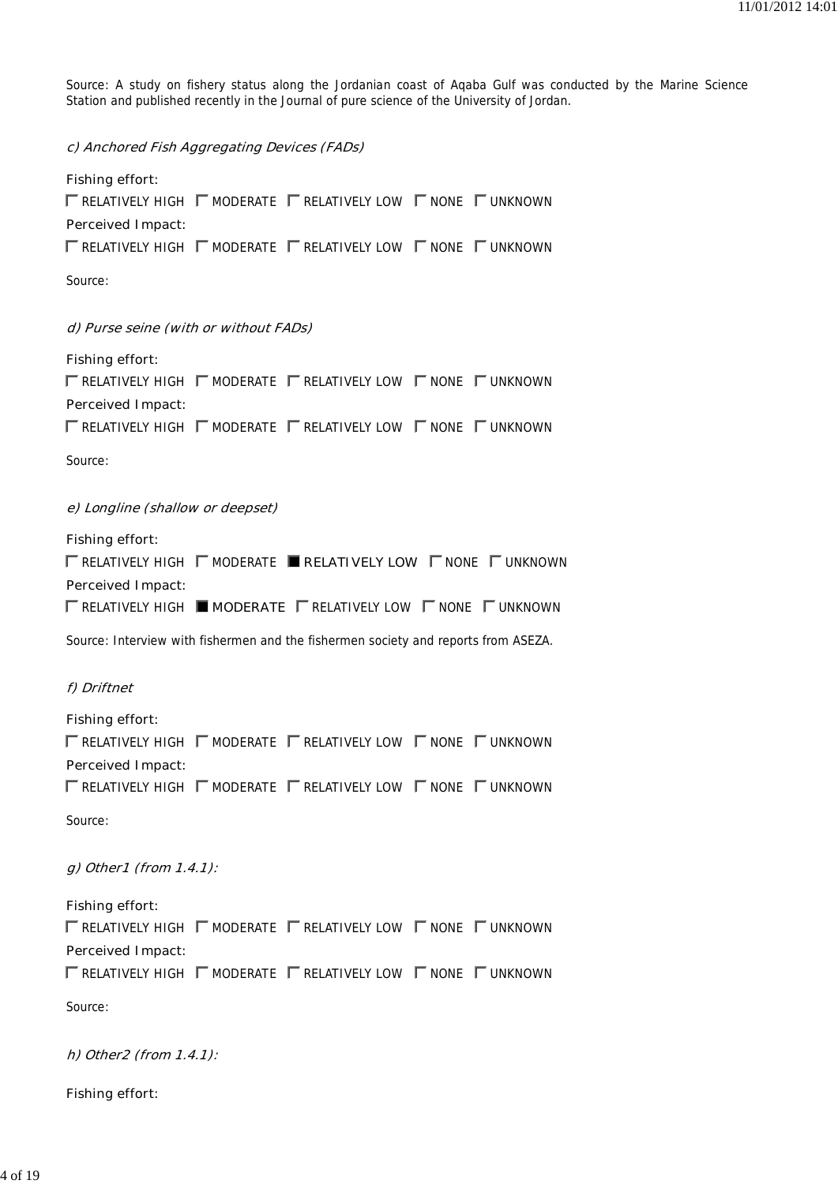Source: A study on fishery status along the Jordanian coast of Aqaba Gulf was conducted by the Marine Science Station and published recently in the Journal of pure science of the University of Jordan.

*c) Anchored Fish Aggregating Devices (FADs)*

Fishing effort:

☐ RELATIVELY HIGH ☐ MODERATE ☐ RELATIVELY LOW ☐ NONE ☐ UNKNOWN

Perceived Impact:

☐ RELATIVELY HIGH ☐ MODERATE ☐ RELATIVELY LOW ☐ NONE ☐ UNKNOWN

Source:

*d) Purse seine (with or without FADs)*

Fishing effort:

☐ RELATIVELY HIGH ☐ MODERATE ☐ RELATIVELY LOW ☐ NONE ☐ UNKNOWN

Perceived Impact:

☐ RELATIVELY HIGH ☐ MODERATE ☐ RELATIVELY LOW ☐ NONE ☐ UNKNOWN

Source:

*e) Longline (shallow or deepset)*

Fishing effort:

☐ RELATIVELY HIGH ☐ MODERATE ■ **RELATIVELY LOW** ☐ NONE ☐ UNKNOWN

Perceived Impact:

☐ RELATIVELY HIGH ■ **MODERATE** ☐ RELATIVELY LOW ☐ NONE ☐ UNKNOWN

Source: Interview with fishermen and the fishermen society and reports from ASEZA.

*f) Driftnet*

Fishing effort:

☐ RELATIVELY HIGH ☐ MODERATE ☐ RELATIVELY LOW ☐ NONE ☐ UNKNOWN

Perceived Impact:

☐ RELATIVELY HIGH ☐ MODERATE ☐ RELATIVELY LOW ☐ NONE ☐ UNKNOWN

Source:

*g) Other1 (from 1.4.1):*

Fishing effort:

☐ RELATIVELY HIGH ☐ MODERATE ☐ RELATIVELY LOW ☐ NONE ☐ UNKNOWN

Perceived Impact:

☐ RELATIVELY HIGH ☐ MODERATE ☐ RELATIVELY LOW ☐ NONE ☐ UNKNOWN

Source:

*h) Other2 (from 1.4.1):*

Fishing effort: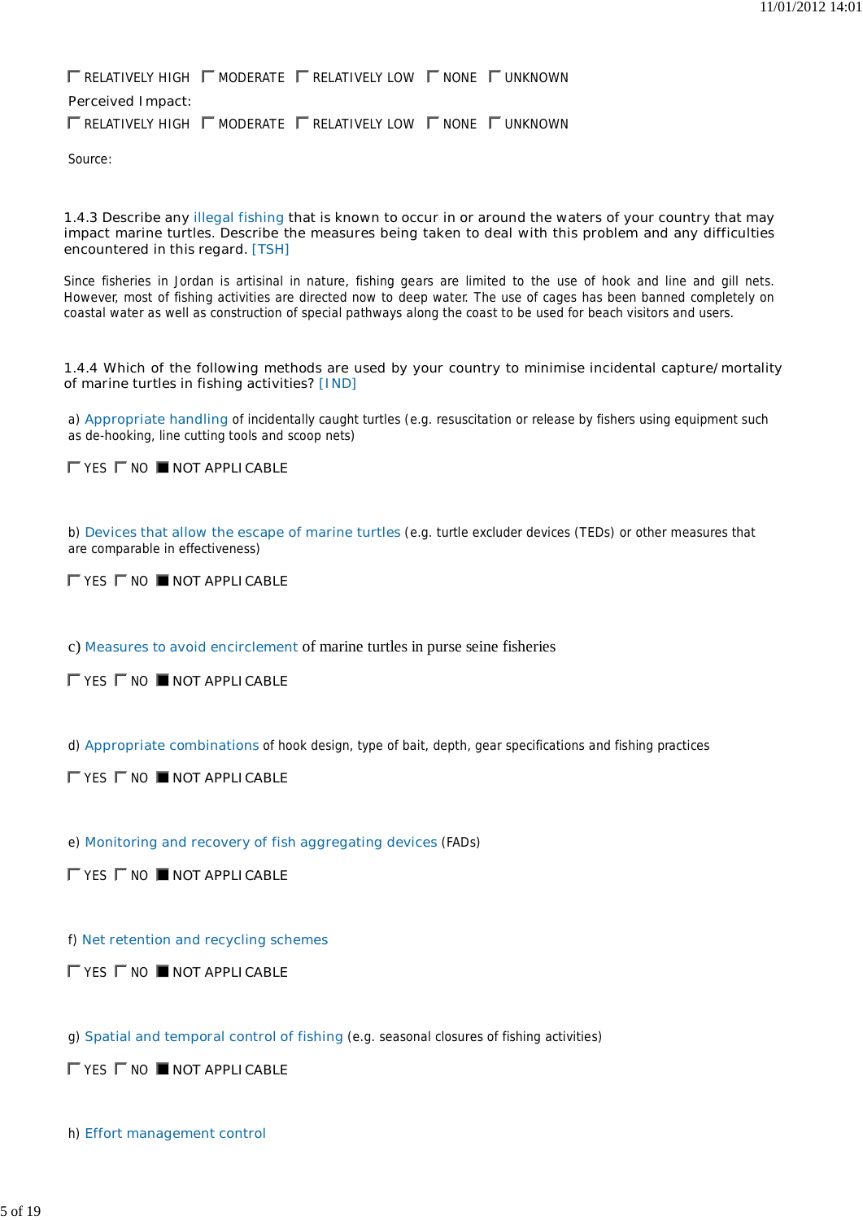☐ RELATIVELY HIGH ☐ MODERATE ☐ RELATIVELY LOW ☐ NONE ☐ UNKNOWN

Perceived Impact:

☐ RELATIVELY HIGH ☐ MODERATE ☐ RELATIVELY LOW ☐ NONE ☐ UNKNOWN

Source:

1.4.3 Describe any illegal fishing that is known to occur in or around the waters of your country that may impact marine turtles. Describe the measures being taken to deal with this problem and any difficulties encountered in this regard. [TSH]

Since fisheries in Jordan is artisinal in nature, fishing gears are limited to the use of hook and line and gill nets. However, most of fishing activities are directed now to deep water. The use of cages has been banned completely on coastal water as well as construction of special pathways along the coast to be used for beach visitors and users.

1.4.4 Which of the following methods are used by your country to minimise incidental capture/mortality of marine turtles in fishing activities? [IND]

a) Appropriate handling of incidentally caught turtles (e.g. resuscitation or release by fishers using equipment such as de-hooking, line cutting tools and scoop nets)

☐ YES ☐ NO ■ NOT APPLICABLE

b) Devices that allow the escape of marine turtles (e.g. turtle excluder devices (TEDs) or other measures that are comparable in effectiveness)

☐ YES ☐ NO ■ NOT APPLICABLE

c) Measures to avoid encirclement of marine turtles in purse seine fisheries

☐ YES ☐ NO ■ NOT APPLICABLE

d) Appropriate combinations of hook design, type of bait, depth, gear specifications and fishing practices

☐ YES ☐ NO ■ NOT APPLICABLE

e) Monitoring and recovery of fish aggregating devices (FADs)

☐ YES ☐ NO ■ NOT APPLICABLE

f) Net retention and recycling schemes

☐ YES ☐ NO ■ NOT APPLICABLE

g) Spatial and temporal control of fishing (e.g. seasonal closures of fishing activities)

☐ YES ☐ NO ■ NOT APPLICABLE

h) Effort management control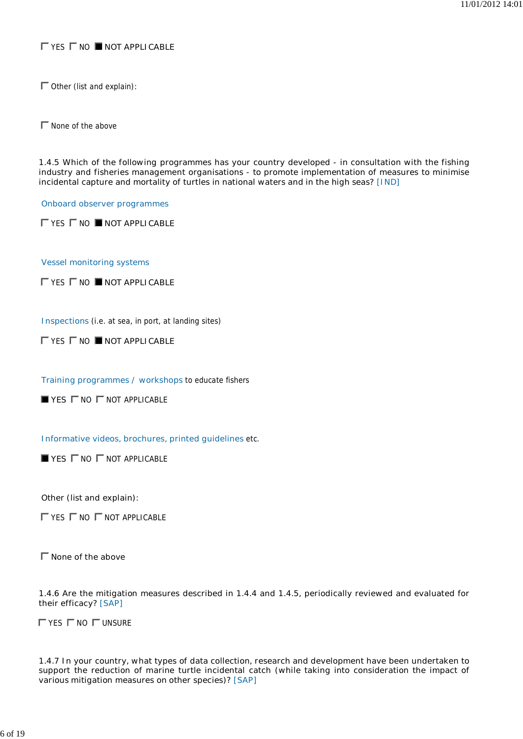☐ YES ☐ NO ■ NOT APPLICABLE

☐ Other (list and explain):

☐ None of the above

1.4.5 Which of the following programmes has your country developed - in consultation with the fishing industry and fisheries management organisations - to promote implementation of measures to minimise incidental capture and mortality of turtles in national waters and in the high seas? [IND]

Onboard observer programmes

☐ YES ☐ NO ■ NOT APPLICABLE

Vessel monitoring systems

☐ YES ☐ NO ■ NOT APPLICABLE

Inspections (i.e. at sea, in port, at landing sites)

☐ YES ☐ NO ■ NOT APPLICABLE

Training programmes / workshops to educate fishers

■ YES ☐ NO ☐ NOT APPLICABLE

Informative videos, brochures, printed guidelines etc.

■ YES ☐ NO ☐ NOT APPLICABLE

Other (list and explain):

☐ YES ☐ NO ☐ NOT APPLICABLE

☐ None of the above

1.4.6 Are the mitigation measures described in 1.4.4 and 1.4.5, periodically reviewed and evaluated for their efficacy? [SAP]

☐ YES ☐ NO ☐ UNSURE

1.4.7 In your country, what types of data collection, research and development have been undertaken to support the reduction of marine turtle incidental catch (while taking into consideration the impact of various mitigation measures on other species)? [SAP]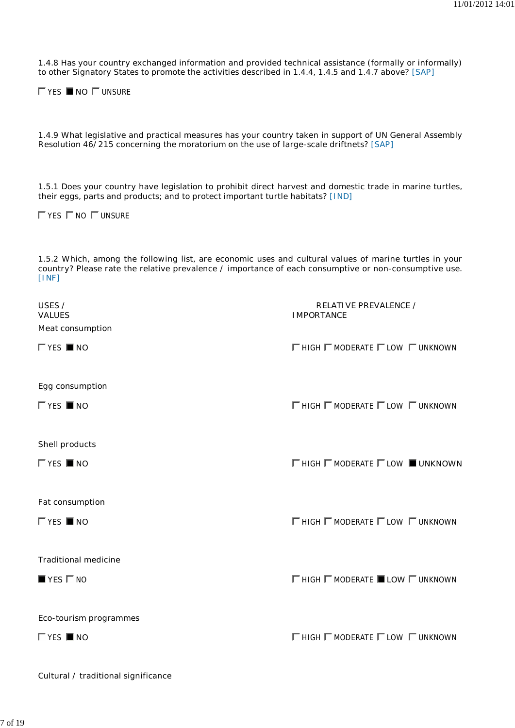1.4.8 Has your country exchanged information and provided technical assistance (formally or informally) to other Signatory States to promote the activities described in 1.4.4, 1.4.5 and 1.4.7 above? [SAP]

☐ YES ■ NO ☐ UNSURE

1.4.9 What legislative and practical measures has your country taken in support of UN General Assembly Resolution 46/215 concerning the moratorium on the use of large-scale driftnets? [SAP]

1.5.1 Does your country have legislation to prohibit direct harvest and domestic trade in marine turtles, their eggs, parts and products; and to protect important turtle habitats? [IND]

☐ YES ☐ NO ☐ UNSURE

1.5.2 Which, among the following list, are economic uses and cultural values of marine turtles in your country? Please rate the relative prevalence / importance of each consumptive or non-consumptive use. [INF]

| USES / VALUES | | RELATIVE PREVALENCE / IMPORTANCE |
|---|---|---|
| Meat consumption | ☐ YES ■ NO | ☐ HIGH ☐ MODERATE ☐ LOW ☐ UNKNOWN |
| Egg consumption | ☐ YES ■ NO | ☐ HIGH ☐ MODERATE ☐ LOW ☐ UNKNOWN |
| Shell products | ☐ YES ■ NO | ☐ HIGH ☐ MODERATE ☐ LOW ■ UNKNOWN |
| Fat consumption | ☐ YES ■ NO | ☐ HIGH ☐ MODERATE ☐ LOW ☐ UNKNOWN |
| Traditional medicine | ■ YES ☐ NO | ☐ HIGH ☐ MODERATE ■ LOW ☐ UNKNOWN |
| Eco-tourism programmes | ☐ YES ■ NO | ☐ HIGH ☐ MODERATE ☐ LOW ☐ UNKNOWN |
| Cultural / traditional significance | | |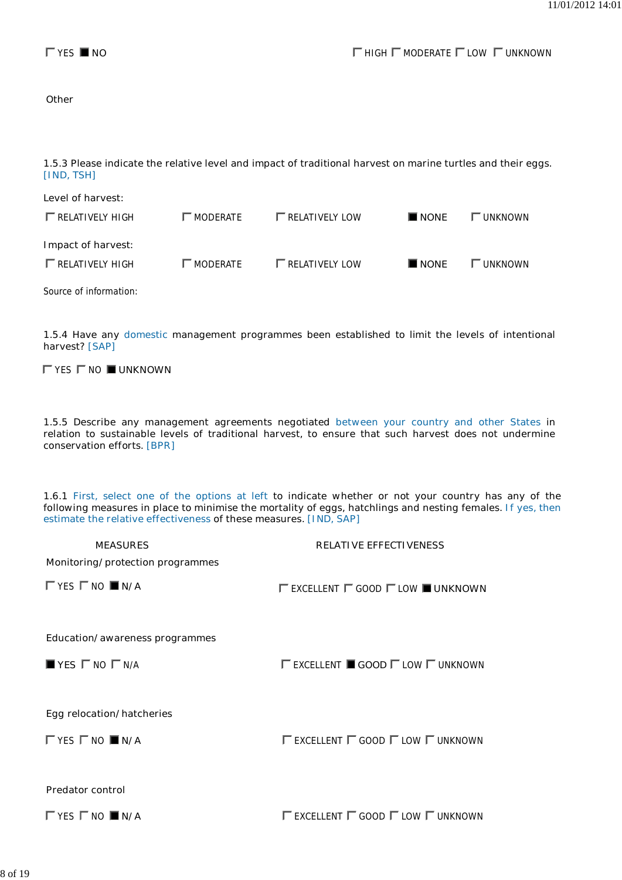☐ YES ■ NO                ☐ HIGH ☐ MODERATE ☐ LOW ☐ UNKNOWN

Other

1.5.3 Please indicate the relative level and impact of traditional harvest on marine turtles and their eggs. [IND, TSH]

Level of harvest:

☐ RELATIVELY HIGH ☐ MODERATE ☐ RELATIVELY LOW ■ NONE ☐ UNKNOWN

Impact of harvest:

☐ RELATIVELY HIGH ☐ MODERATE ☐ RELATIVELY LOW ■ NONE ☐ UNKNOWN

Source of information:

1.5.4 Have any domestic management programmes been established to limit the levels of intentional harvest? [SAP]

☐ YES ☐ NO ■ UNKNOWN

1.5.5 Describe any management agreements negotiated between your country and other States in relation to sustainable levels of traditional harvest, to ensure that such harvest does not undermine conservation efforts. [BPR]

1.6.1 First, select one of the options at left to indicate whether or not your country has any of the following measures in place to minimise the mortality of eggs, hatchlings and nesting females. If yes, then estimate the relative effectiveness of these measures. [IND, SAP]

| MEASURES | RELATIVE EFFECTIVENESS |
|---|---|
| **Monitoring/protection programmes** | |
| ☐ YES ☐ NO ■ N/A | ☐ EXCELLENT ☐ GOOD ☐ LOW ■ UNKNOWN |
| **Education/awareness programmes** | |
| ■ YES ☐ NO ☐ N/A | ☐ EXCELLENT ■ GOOD ☐ LOW ☐ UNKNOWN |
| **Egg relocation/hatcheries** | |
| ☐ YES ☐ NO ■ N/A | ☐ EXCELLENT ☐ GOOD ☐ LOW ☐ UNKNOWN |
| **Predator control** | |
| ☐ YES ☐ NO ■ N/A | ☐ EXCELLENT ☐ GOOD ☐ LOW ☐ UNKNOWN |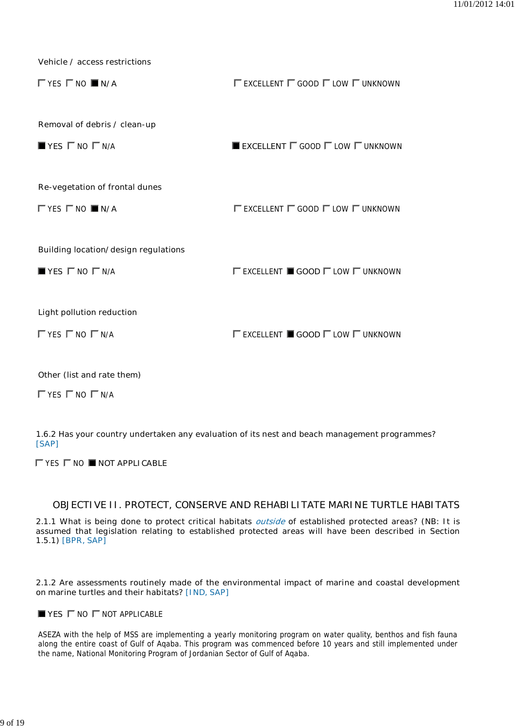Vehicle / access restrictions

☐ YES ☐ NO ■ N/A ☐ EXCELLENT ☐ GOOD ☐ LOW ☐ UNKNOWN

Removal of debris / clean-up

■ YES ☐ NO ☐ N/A ■ EXCELLENT ☐ GOOD ☐ LOW ☐ UNKNOWN

Re-vegetation of frontal dunes

☐ YES ☐ NO ■ N/A ☐ EXCELLENT ☐ GOOD ☐ LOW ☐ UNKNOWN

Building location/design regulations

■ YES ☐ NO ☐ N/A ☐ EXCELLENT ■ GOOD ☐ LOW ☐ UNKNOWN

Light pollution reduction

☐ YES ☐ NO ☐ N/A ☐ EXCELLENT ■ GOOD ☐ LOW ☐ UNKNOWN

Other (list and rate them)

☐ YES ☐ NO ☐ N/A

1.6.2 Has your country undertaken any evaluation of its nest and beach management programmes? [SAP]

☐ YES ☐ NO ■ NOT APPLICABLE

## OBJECTIVE II. PROTECT, CONSERVE AND REHABILITATE MARINE TURTLE HABITATS

2.1.1 What is being done to protect critical habitats *outside* of established protected areas? (NB: It is assumed that legislation relating to established protected areas will have been described in Section 1.5.1) [BPR, SAP]

2.1.2 Are assessments routinely made of the environmental impact of marine and coastal development on marine turtles and their habitats? [IND, SAP]

■ YES ☐ NO ☐ NOT APPLICABLE

ASEZA with the help of MSS are implementing a yearly monitoring program on water quality, benthos and fish fauna along the entire coast of Gulf of Aqaba. This program was commenced before 10 years and still implemented under the name, National Monitoring Program of Jordanian Sector of Gulf of Aqaba.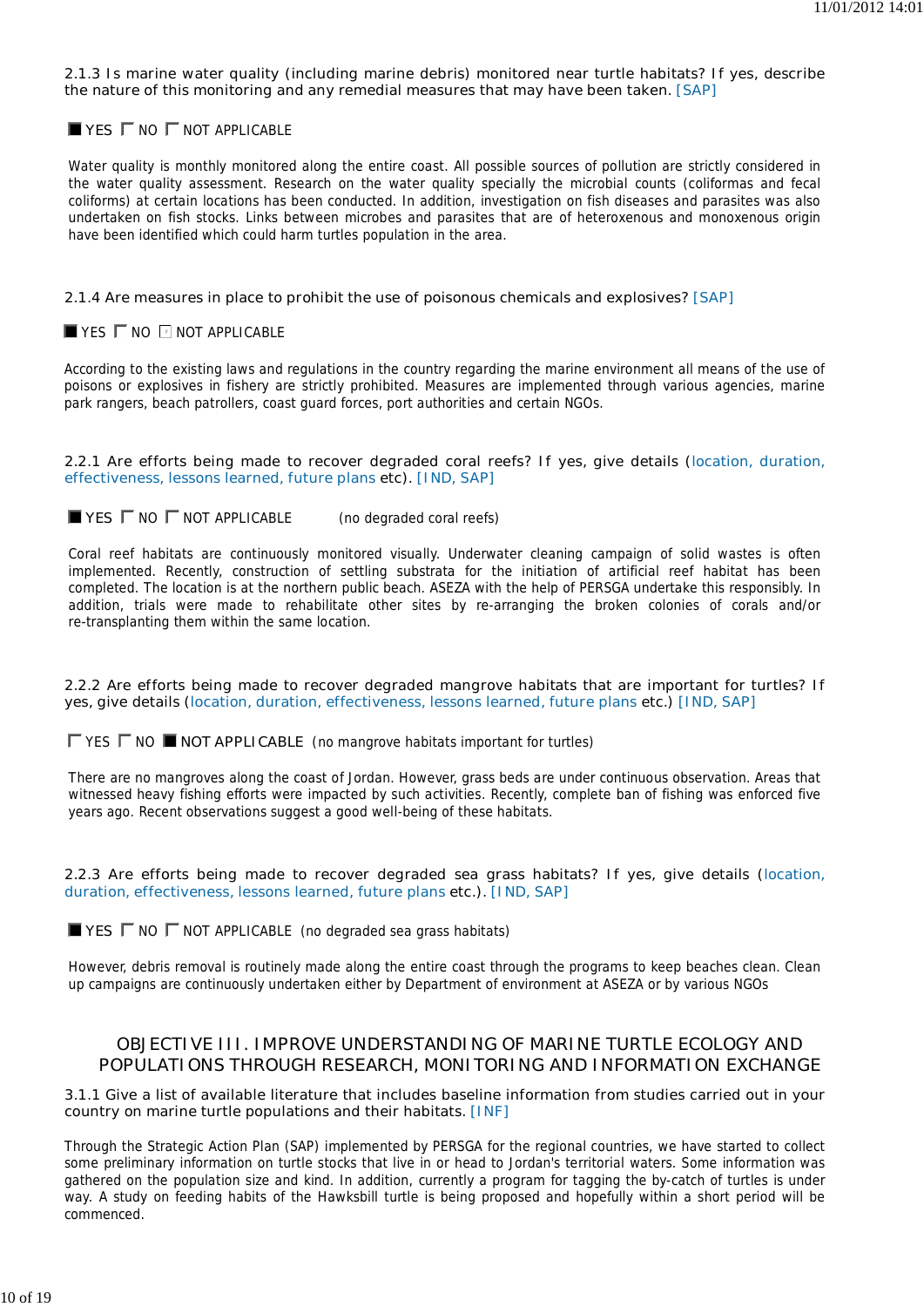2.1.3 Is marine water quality (including marine debris) monitored near turtle habitats? If yes, describe the nature of this monitoring and any remedial measures that may have been taken. [SAP]

■ YES ☐ NO ☐ NOT APPLICABLE

Water quality is monthly monitored along the entire coast. All possible sources of pollution are strictly considered in the water quality assessment. Research on the water quality specially the microbial counts (coliformas and fecal coliforms) at certain locations has been conducted. In addition, investigation on fish diseases and parasites was also undertaken on fish stocks. Links between microbes and parasites that are of heteroxenous and monoxenous origin have been identified which could harm turtles population in the area.

2.1.4 Are measures in place to prohibit the use of poisonous chemicals and explosives? [SAP]

■ YES ☐ NO ☐ NOT APPLICABLE

According to the existing laws and regulations in the country regarding the marine environment all means of the use of poisons or explosives in fishery are strictly prohibited. Measures are implemented through various agencies, marine park rangers, beach patrollers, coast guard forces, port authorities and certain NGOs.

2.2.1 Are efforts being made to recover degraded coral reefs? If yes, give details (location, duration, effectiveness, lessons learned, future plans etc). [IND, SAP]

■ YES ☐ NO ☐ NOT APPLICABLE (no degraded coral reefs)

Coral reef habitats are continuously monitored visually. Underwater cleaning campaign of solid wastes is often implemented. Recently, construction of settling substrata for the initiation of artificial reef habitat has been completed. The location is at the northern public beach. ASEZA with the help of PERSGA undertake this responsibly. In addition, trials were made to rehabilitate other sites by re-arranging the broken colonies of corals and/or re-transplanting them within the same location.

2.2.2 Are efforts being made to recover degraded mangrove habitats that are important for turtles? If yes, give details (location, duration, effectiveness, lessons learned, future plans etc.) [IND, SAP]

☐ YES ☐ NO ■ NOT APPLICABLE (no mangrove habitats important for turtles)

There are no mangroves along the coast of Jordan. However, grass beds are under continuous observation. Areas that witnessed heavy fishing efforts were impacted by such activities. Recently, complete ban of fishing was enforced five years ago. Recent observations suggest a good well-being of these habitats.

2.2.3 Are efforts being made to recover degraded sea grass habitats? If yes, give details (location, duration, effectiveness, lessons learned, future plans etc.). [IND, SAP]

■ YES ☐ NO ☐ NOT APPLICABLE (no degraded sea grass habitats)

However, debris removal is routinely made along the entire coast through the programs to keep beaches clean. Clean up campaigns are continuously undertaken either by Department of environment at ASEZA or by various NGOs

## OBJECTIVE III. IMPROVE UNDERSTANDING OF MARINE TURTLE ECOLOGY AND POPULATIONS THROUGH RESEARCH, MONITORING AND INFORMATION EXCHANGE

3.1.1 Give a list of available literature that includes baseline information from studies carried out in your country on marine turtle populations and their habitats. [INF]

Through the Strategic Action Plan (SAP) implemented by PERSGA for the regional countries, we have started to collect some preliminary information on turtle stocks that live in or head to Jordan's territorial waters. Some information was gathered on the population size and kind. In addition, currently a program for tagging the by-catch of turtles is under way. A study on feeding habits of the Hawksbill turtle is being proposed and hopefully within a short period will be commenced.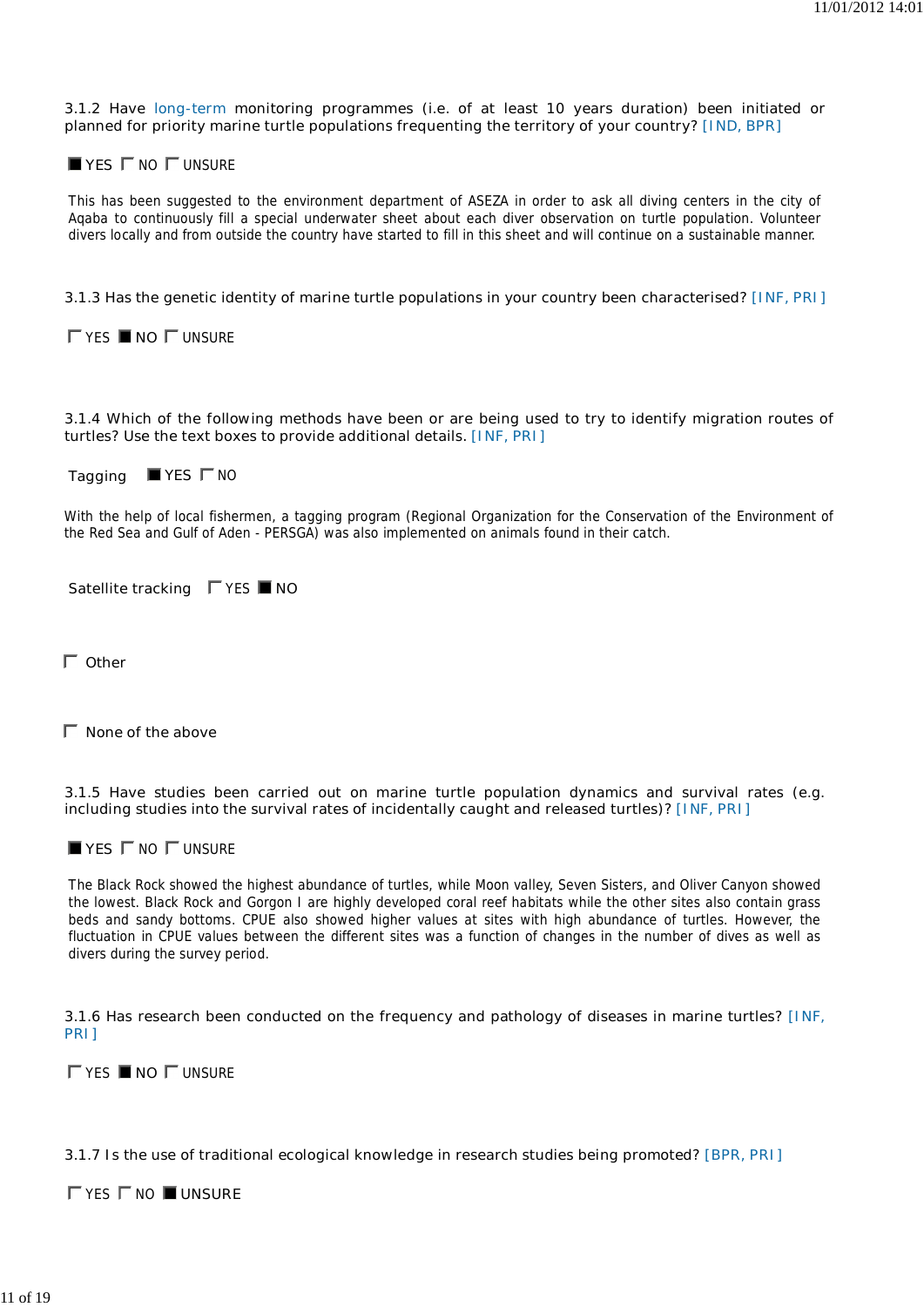3.1.2 Have long-term monitoring programmes (i.e. of at least 10 years duration) been initiated or planned for priority marine turtle populations frequenting the territory of your country? [IND, BPR]

■ YES ☐ NO ☐ UNSURE

This has been suggested to the environment department of ASEZA in order to ask all diving centers in the city of Aqaba to continuously fill a special underwater sheet about each diver observation on turtle population. Volunteer divers locally and from outside the country have started to fill in this sheet and will continue on a sustainable manner.

3.1.3 Has the genetic identity of marine turtle populations in your country been characterised? [INF, PRI]

☐ YES ■ NO ☐ UNSURE

3.1.4 Which of the following methods have been or are being used to try to identify migration routes of turtles? Use the text boxes to provide additional details. [INF, PRI]

Tagging ■ YES ☐ NO

With the help of local fishermen, a tagging program (Regional Organization for the Conservation of the Environment of the Red Sea and Gulf of Aden - PERSGA) was also implemented on animals found in their catch.

Satellite tracking ☐ YES ■ NO

☐ Other

☐ None of the above

3.1.5 Have studies been carried out on marine turtle population dynamics and survival rates (e.g. including studies into the survival rates of incidentally caught and released turtles)? [INF, PRI]

■ YES ☐ NO ☐ UNSURE

The Black Rock showed the highest abundance of turtles, while Moon valley, Seven Sisters, and Oliver Canyon showed the lowest. Black Rock and Gorgon I are highly developed coral reef habitats while the other sites also contain grass beds and sandy bottoms. CPUE also showed higher values at sites with high abundance of turtles. However, the fluctuation in CPUE values between the different sites was a function of changes in the number of dives as well as divers during the survey period.

3.1.6 Has research been conducted on the frequency and pathology of diseases in marine turtles? [INF, PRI]

☐ YES ■ NO ☐ UNSURE

3.1.7 Is the use of traditional ecological knowledge in research studies being promoted? [BPR, PRI]

☐ YES ☐ NO ■ UNSURE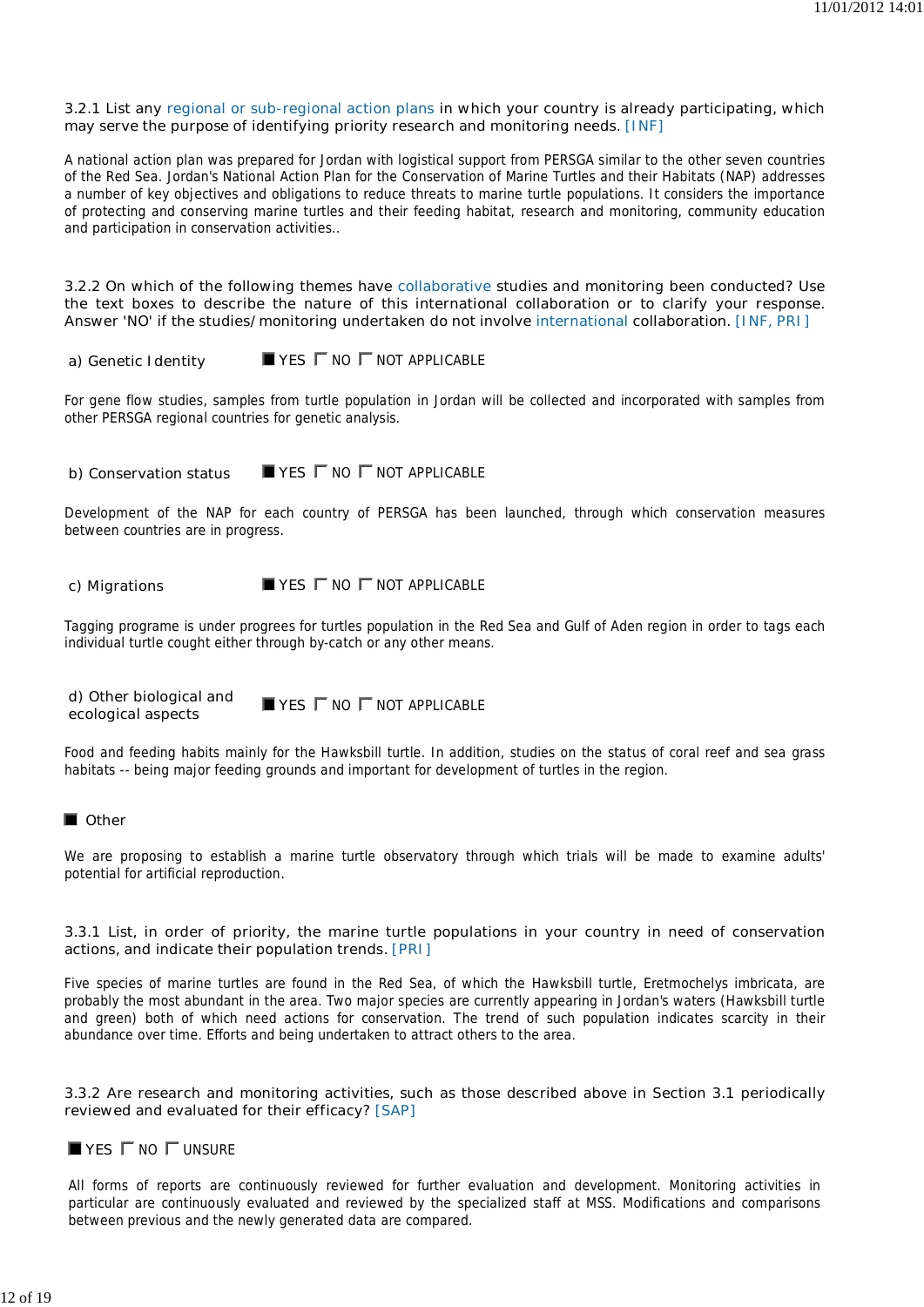3.2.1 List any regional or sub-regional action plans in which your country is already participating, which may serve the purpose of identifying priority research and monitoring needs. [INF]

A national action plan was prepared for Jordan with logistical support from PERSGA similar to the other seven countries of the Red Sea. Jordan's National Action Plan for the Conservation of Marine Turtles and their Habitats (NAP) addresses a number of key objectives and obligations to reduce threats to marine turtle populations. It considers the importance of protecting and conserving marine turtles and their feeding habitat, research and monitoring, community education and participation in conservation activities..

3.2.2 On which of the following themes have collaborative studies and monitoring been conducted? Use the text boxes to describe the nature of this international collaboration or to clarify your response. Answer 'NO' if the studies/monitoring undertaken do not involve international collaboration. [INF, PRI]

a) Genetic Identity — ■ YES ☐ NO ☐ NOT APPLICABLE

For gene flow studies, samples from turtle population in Jordan will be collected and incorporated with samples from other PERSGA regional countries for genetic analysis.

b) Conservation status — ■ YES ☐ NO ☐ NOT APPLICABLE

Development of the NAP for each country of PERSGA has been launched, through which conservation measures between countries are in progress.

c) Migrations — ■ YES ☐ NO ☐ NOT APPLICABLE

Tagging programe is under progrees for turtles population in the Red Sea and Gulf of Aden region in order to tags each individual turtle cought either through by-catch or any other means.

d) Other biological and ecological aspects — ■ YES ☐ NO ☐ NOT APPLICABLE

Food and feeding habits mainly for the Hawksbill turtle. In addition, studies on the status of coral reef and sea grass habitats -- being major feeding grounds and important for development of turtles in the region.

■ Other

We are proposing to establish a marine turtle observatory through which trials will be made to examine adults' potential for artificial reproduction.

3.3.1 List, in order of priority, the marine turtle populations in your country in need of conservation actions, and indicate their population trends. [PRI]

Five species of marine turtles are found in the Red Sea, of which the Hawksbill turtle, Eretmochelys imbricata, are probably the most abundant in the area. Two major species are currently appearing in Jordan's waters (Hawksbill turtle and green) both of which need actions for conservation. The trend of such population indicates scarcity in their abundance over time. Efforts and being undertaken to attract others to the area.

3.3.2 Are research and monitoring activities, such as those described above in Section 3.1 periodically reviewed and evaluated for their efficacy? [SAP]

■ YES ☐ NO ☐ UNSURE

All forms of reports are continuously reviewed for further evaluation and development. Monitoring activities in particular are continuously evaluated and reviewed by the specialized staff at MSS. Modifications and comparisons between previous and the newly generated data are compared.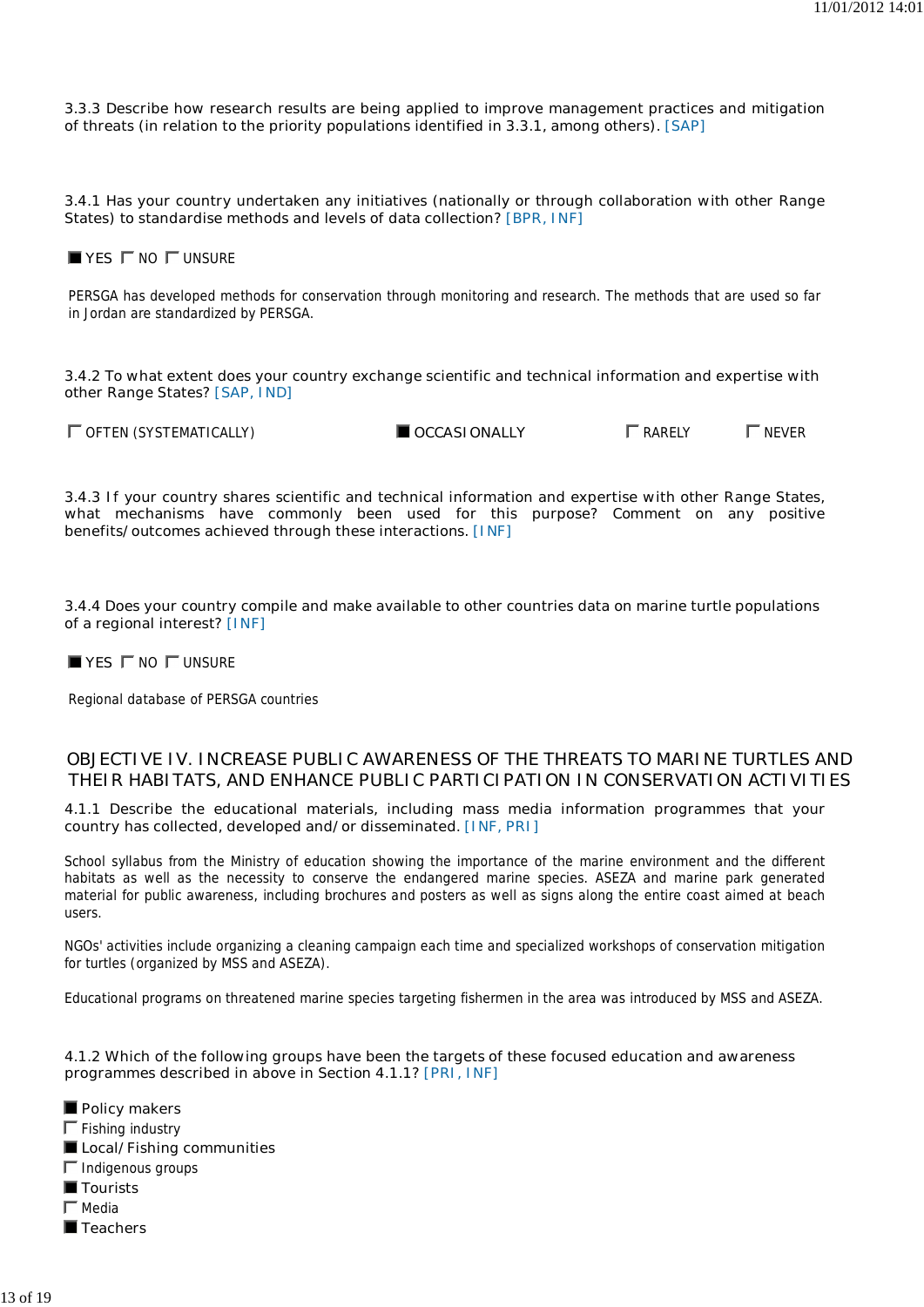3.3.3 Describe how research results are being applied to improve management practices and mitigation of threats (in relation to the priority populations identified in 3.3.1, among others). [SAP]

3.4.1 Has your country undertaken any initiatives (nationally or through collaboration with other Range States) to standardise methods and levels of data collection? [BPR, INF]

■ YES ☐ NO ☐ UNSURE

PERSGA has developed methods for conservation through monitoring and research. The methods that are used so far in Jordan are standardized by PERSGA.

3.4.2 To what extent does your country exchange scientific and technical information and expertise with other Range States? [SAP, IND]

☐ OFTEN (SYSTEMATICALLY) ■ OCCASIONALLY ☐ RARELY ☐ NEVER

3.4.3 If your country shares scientific and technical information and expertise with other Range States, what mechanisms have commonly been used for this purpose? Comment on any positive benefits/outcomes achieved through these interactions. [INF]

3.4.4 Does your country compile and make available to other countries data on marine turtle populations of a regional interest? [INF]

■ YES ☐ NO ☐ UNSURE

Regional database of PERSGA countries

## OBJECTIVE IV. INCREASE PUBLIC AWARENESS OF THE THREATS TO MARINE TURTLES AND THEIR HABITATS, AND ENHANCE PUBLIC PARTICIPATION IN CONSERVATION ACTIVITIES

4.1.1 Describe the educational materials, including mass media information programmes that your country has collected, developed and/or disseminated. [INF, PRI]

School syllabus from the Ministry of education showing the importance of the marine environment and the different habitats as well as the necessity to conserve the endangered marine species. ASEZA and marine park generated material for public awareness, including brochures and posters as well as signs along the entire coast aimed at beach users.

NGOs' activities include organizing a cleaning campaign each time and specialized workshops of conservation mitigation for turtles (organized by MSS and ASEZA).

Educational programs on threatened marine species targeting fishermen in the area was introduced by MSS and ASEZA.

4.1.2 Which of the following groups have been the targets of these focused education and awareness programmes described in above in Section 4.1.1? [PRI, INF]

■ Policy makers
☐ Fishing industry
■ Local/Fishing communities
☐ Indigenous groups
■ Tourists
☐ Media
■ Teachers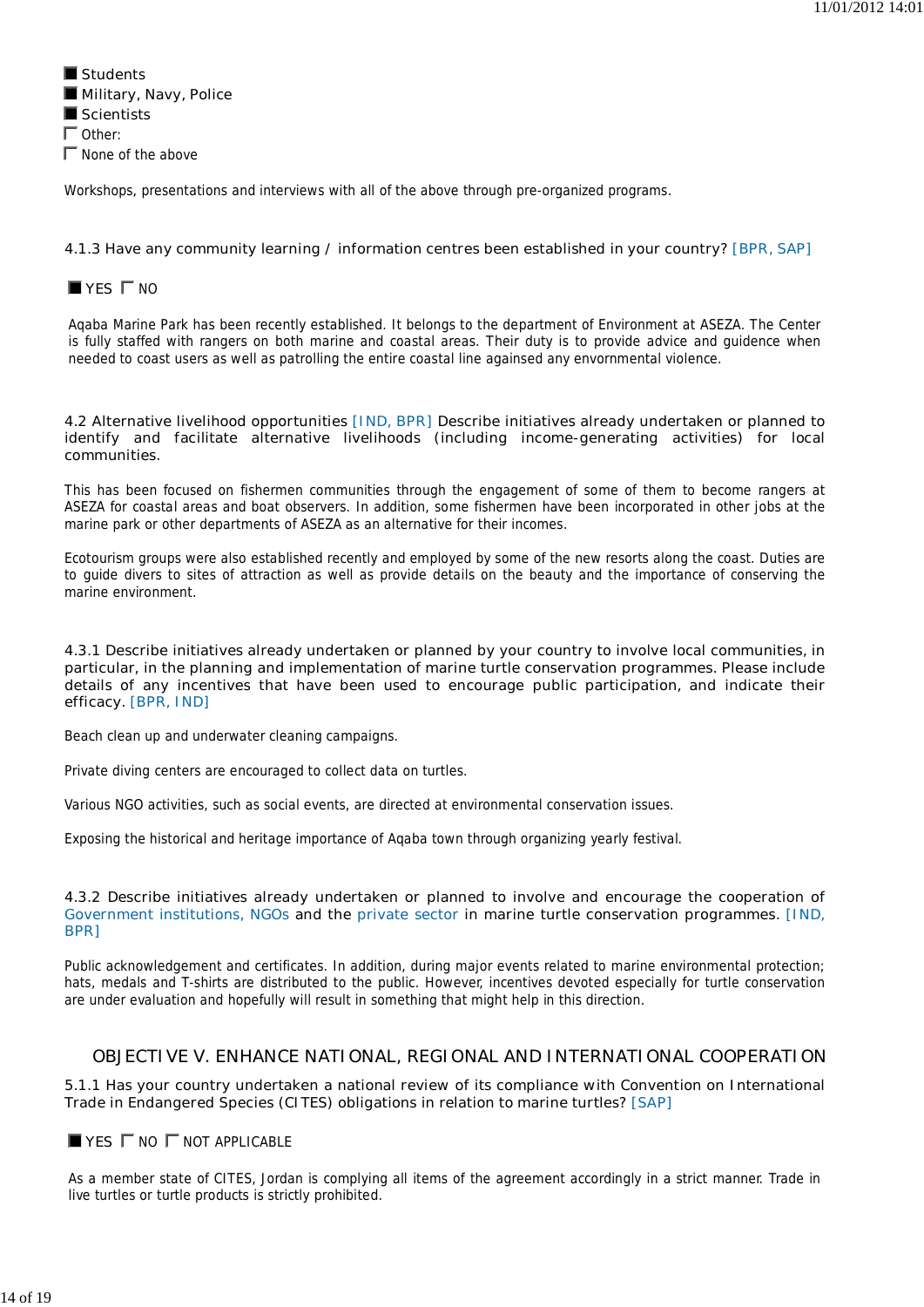- [x] Students
- [x] Military, Navy, Police
- [x] Scientists
- [ ] Other:
- [ ] None of the above

Workshops, presentations and interviews with all of the above through pre-organized programs.

4.1.3 Have any community learning / information centres been established in your country? [BPR, SAP]

- [x] YES
- [ ] NO

Aqaba Marine Park has been recently established. It belongs to the department of Environment at ASEZA. The Center is fully staffed with rangers on both marine and coastal areas. Their duty is to provide advice and guidence when needed to coast users as well as patrolling the entire coastal line againsed any envornmental violence.

4.2 Alternative livelihood opportunities [IND, BPR] Describe initiatives already undertaken or planned to identify and facilitate alternative livelihoods (including income-generating activities) for local communities.

This has been focused on fishermen communities through the engagement of some of them to become rangers at ASEZA for coastal areas and boat observers. In addition, some fishermen have been incorporated in other jobs at the marine park or other departments of ASEZA as an alternative for their incomes.

Ecotourism groups were also established recently and employed by some of the new resorts along the coast. Duties are to guide divers to sites of attraction as well as provide details on the beauty and the importance of conserving the marine environment.

4.3.1 Describe initiatives already undertaken or planned by your country to involve local communities, in particular, in the planning and implementation of marine turtle conservation programmes. Please include details of any incentives that have been used to encourage public participation, and indicate their efficacy. [BPR, IND]

Beach clean up and underwater cleaning campaigns.

Private diving centers are encouraged to collect data on turtles.

Various NGO activities, such as social events, are directed at environmental conservation issues.

Exposing the historical and heritage importance of Aqaba town through organizing yearly festival.

4.3.2 Describe initiatives already undertaken or planned to involve and encourage the cooperation of Government institutions, NGOs and the private sector in marine turtle conservation programmes. [IND, BPR]

Public acknowledgement and certificates. In addition, during major events related to marine environmental protection; hats, medals and T-shirts are distributed to the public. However, incentives devoted especially for turtle conservation are under evaluation and hopefully will result in something that might help in this direction.

## OBJECTIVE V. ENHANCE NATIONAL, REGIONAL AND INTERNATIONAL COOPERATION

5.1.1 Has your country undertaken a national review of its compliance with Convention on International Trade in Endangered Species (CITES) obligations in relation to marine turtles? [SAP]

- [x] YES
- [ ] NO
- [ ] NOT APPLICABLE

As a member state of CITES, Jordan is complying all items of the agreement accordingly in a strict manner. Trade in live turtles or turtle products is strictly prohibited.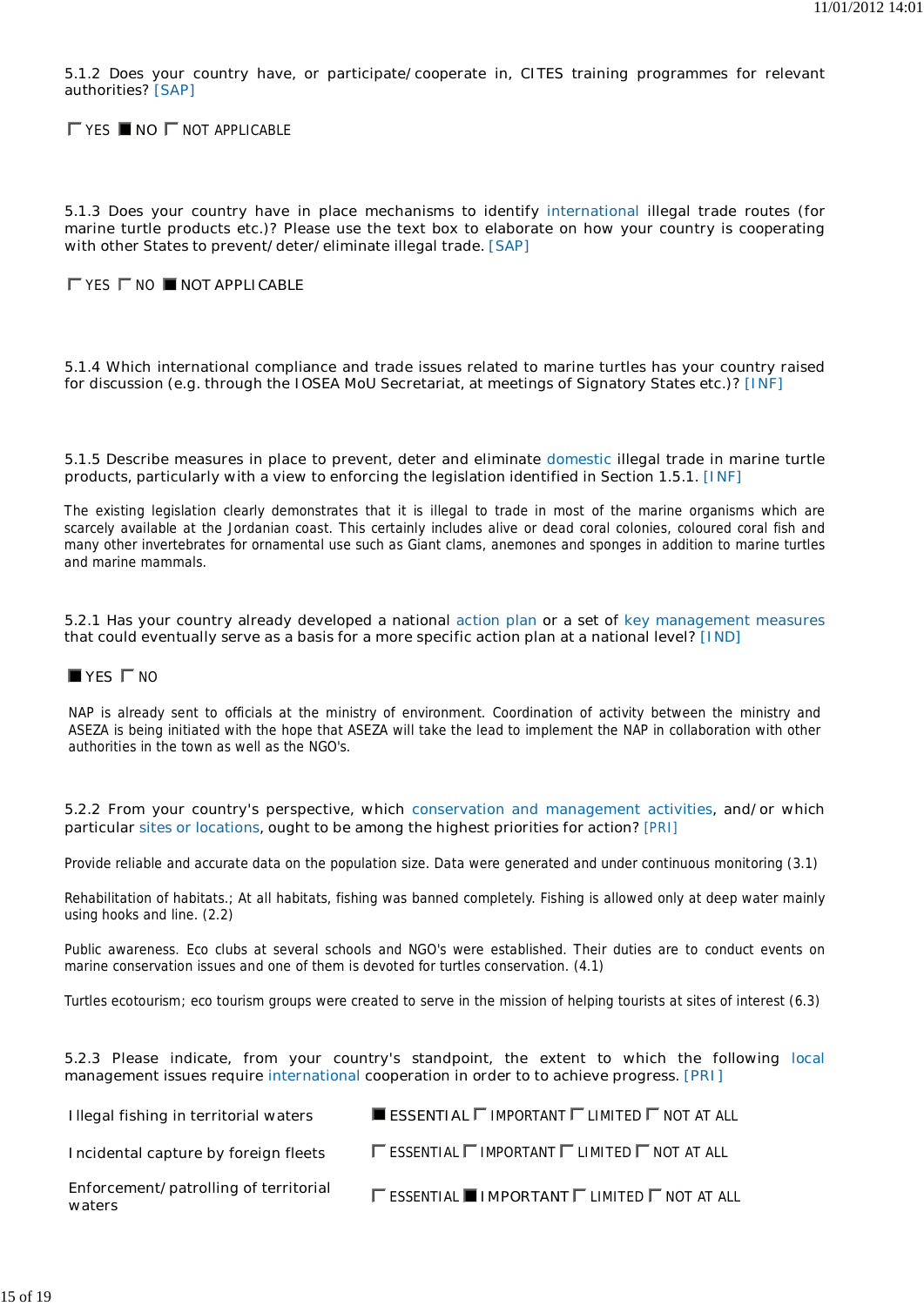5.1.2 Does your country have, or participate/cooperate in, CITES training programmes for relevant authorities? [SAP]

☐ YES ■ NO ☐ NOT APPLICABLE

5.1.3 Does your country have in place mechanisms to identify international illegal trade routes (for marine turtle products etc.)? Please use the text box to elaborate on how your country is cooperating with other States to prevent/deter/eliminate illegal trade. [SAP]

☐ YES ☐ NO ■ NOT APPLICABLE

5.1.4 Which international compliance and trade issues related to marine turtles has your country raised for discussion (e.g. through the IOSEA MoU Secretariat, at meetings of Signatory States etc.)? [INF]

5.1.5 Describe measures in place to prevent, deter and eliminate domestic illegal trade in marine turtle products, particularly with a view to enforcing the legislation identified in Section 1.5.1. [INF]

The existing legislation clearly demonstrates that it is illegal to trade in most of the marine organisms which are scarcely available at the Jordanian coast. This certainly includes alive or dead coral colonies, coloured coral fish and many other invertebrates for ornamental use such as Giant clams, anemones and sponges in addition to marine turtles and marine mammals.

5.2.1 Has your country already developed a national action plan or a set of key management measures that could eventually serve as a basis for a more specific action plan at a national level? [IND]

■ YES ☐ NO

NAP is already sent to officials at the ministry of environment. Coordination of activity between the ministry and ASEZA is being initiated with the hope that ASEZA will take the lead to implement the NAP in collaboration with other authorities in the town as well as the NGO's.

5.2.2 From your country's perspective, which conservation and management activities, and/or which particular sites or locations, ought to be among the highest priorities for action? [PRI]

Provide reliable and accurate data on the population size. Data were generated and under continuous monitoring (3.1)

Rehabilitation of habitats.; At all habitats, fishing was banned completely. Fishing is allowed only at deep water mainly using hooks and line. (2.2)

Public awareness. Eco clubs at several schools and NGO's were established. Their duties are to conduct events on marine conservation issues and one of them is devoted for turtles conservation. (4.1)

Turtles ecotourism; eco tourism groups were created to serve in the mission of helping tourists at sites of interest (6.3)

5.2.3 Please indicate, from your country's standpoint, the extent to which the following local management issues require international cooperation in order to to achieve progress. [PRI]

| Issue | Response |
|---|---|
| Illegal fishing in territorial waters | ■ ESSENTIAL ☐ IMPORTANT ☐ LIMITED ☐ NOT AT ALL |
| Incidental capture by foreign fleets | ☐ ESSENTIAL ☐ IMPORTANT ☐ LIMITED ☐ NOT AT ALL |
| Enforcement/patrolling of territorial waters | ☐ ESSENTIAL ■ IMPORTANT ☐ LIMITED ☐ NOT AT ALL |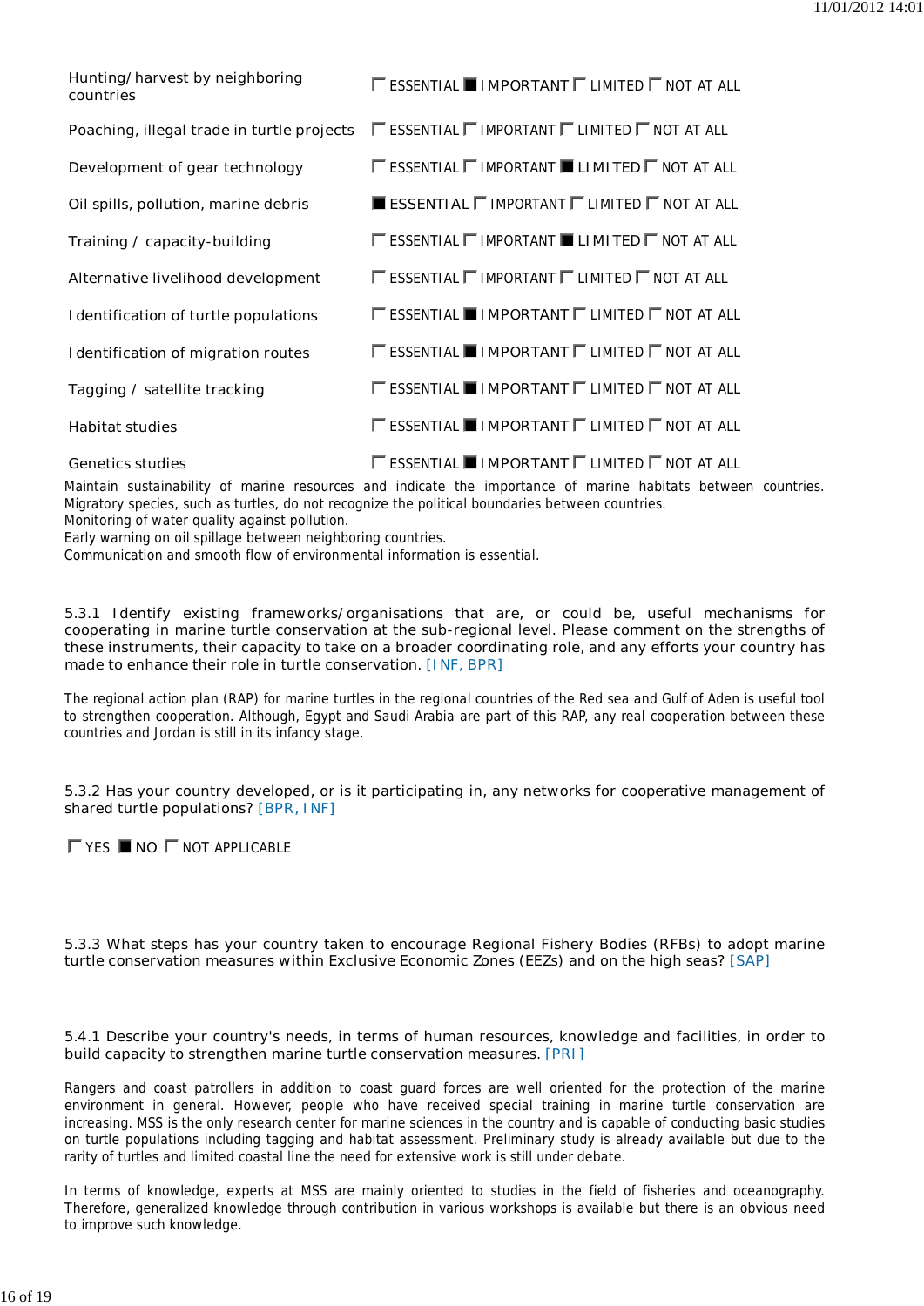| | | | | |
|---|---|---|---|---|
| Hunting/harvest by neighboring countries | ☐ ESSENTIAL | ■ IMPORTANT | ☐ LIMITED | ☐ NOT AT ALL |
| Poaching, illegal trade in turtle projects | ☐ ESSENTIAL | ☐ IMPORTANT | ☐ LIMITED | ☐ NOT AT ALL |
| Development of gear technology | ☐ ESSENTIAL | ☐ IMPORTANT | ■ LIMITED | ☐ NOT AT ALL |
| Oil spills, pollution, marine debris | ■ ESSENTIAL | ☐ IMPORTANT | ☐ LIMITED | ☐ NOT AT ALL |
| Training / capacity-building | ☐ ESSENTIAL | ☐ IMPORTANT | ■ LIMITED | ☐ NOT AT ALL |
| Alternative livelihood development | ☐ ESSENTIAL | ☐ IMPORTANT | ☐ LIMITED | ☐ NOT AT ALL |
| Identification of turtle populations | ☐ ESSENTIAL | ■ IMPORTANT | ☐ LIMITED | ☐ NOT AT ALL |
| Identification of migration routes | ☐ ESSENTIAL | ■ IMPORTANT | ☐ LIMITED | ☐ NOT AT ALL |
| Tagging / satellite tracking | ☐ ESSENTIAL | ■ IMPORTANT | ☐ LIMITED | ☐ NOT AT ALL |
| Habitat studies | ☐ ESSENTIAL | ■ IMPORTANT | ☐ LIMITED | ☐ NOT AT ALL |
| Genetics studies | ☐ ESSENTIAL | ■ IMPORTANT | ☐ LIMITED | ☐ NOT AT ALL |

Maintain sustainability of marine resources and indicate the importance of marine habitats between countries.
Migratory species, such as turtles, do not recognize the political boundaries between countries.
Monitoring of water quality against pollution.
Early warning on oil spillage between neighboring countries.
Communication and smooth flow of environmental information is essential.

5.3.1 Identify existing frameworks/organisations that are, or could be, useful mechanisms for cooperating in marine turtle conservation at the sub-regional level. Please comment on the strengths of these instruments, their capacity to take on a broader coordinating role, and any efforts your country has made to enhance their role in turtle conservation. [INF, BPR]

The regional action plan (RAP) for marine turtles in the regional countries of the Red sea and Gulf of Aden is useful tool to strengthen cooperation. Although, Egypt and Saudi Arabia are part of this RAP, any real cooperation between these countries and Jordan is still in its infancy stage.

5.3.2 Has your country developed, or is it participating in, any networks for cooperative management of shared turtle populations? [BPR, INF]

☐ YES ■ NO ☐ NOT APPLICABLE

5.3.3 What steps has your country taken to encourage Regional Fishery Bodies (RFBs) to adopt marine turtle conservation measures within Exclusive Economic Zones (EEZs) and on the high seas? [SAP]

5.4.1 Describe your country's needs, in terms of human resources, knowledge and facilities, in order to build capacity to strengthen marine turtle conservation measures. [PRI]

Rangers and coast patrollers in addition to coast guard forces are well oriented for the protection of the marine environment in general. However, people who have received special training in marine turtle conservation are increasing. MSS is the only research center for marine sciences in the country and is capable of conducting basic studies on turtle populations including tagging and habitat assessment. Preliminary study is already available but due to the rarity of turtles and limited coastal line the need for extensive work is still under debate.

In terms of knowledge, experts at MSS are mainly oriented to studies in the field of fisheries and oceanography. Therefore, generalized knowledge through contribution in various workshops is available but there is an obvious need to improve such knowledge.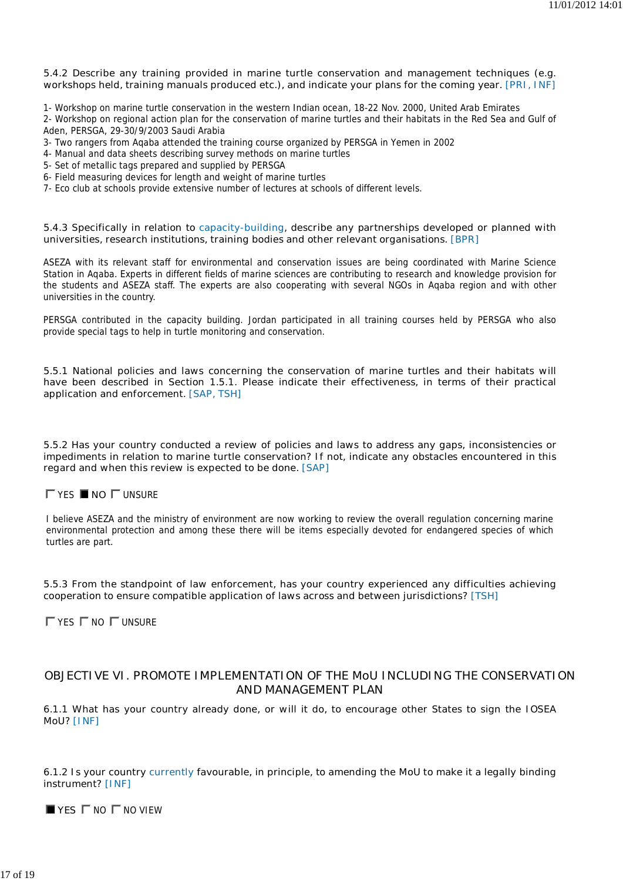5.4.2 Describe any training provided in marine turtle conservation and management techniques (e.g. workshops held, training manuals produced etc.), and indicate your plans for the coming year. [PRI, INF]

1- Workshop on marine turtle conservation in the western Indian ocean, 18-22 Nov. 2000, United Arab Emirates
2- Workshop on regional action plan for the conservation of marine turtles and their habitats in the Red Sea and Gulf of Aden, PERSGA, 29-30/9/2003 Saudi Arabia
3- Two rangers from Aqaba attended the training course organized by PERSGA in Yemen in 2002
4- Manual and data sheets describing survey methods on marine turtles
5- Set of metallic tags prepared and supplied by PERSGA
6- Field measuring devices for length and weight of marine turtles
7- Eco club at schools provide extensive number of lectures at schools of different levels.

5.4.3 Specifically in relation to capacity-building, describe any partnerships developed or planned with universities, research institutions, training bodies and other relevant organisations. [BPR]

ASEZA with its relevant staff for environmental and conservation issues are being coordinated with Marine Science Station in Aqaba. Experts in different fields of marine sciences are contributing to research and knowledge provision for the students and ASEZA staff. The experts are also cooperating with several NGOs in Aqaba region and with other universities in the country.

PERSGA contributed in the capacity building. Jordan participated in all training courses held by PERSGA who also provide special tags to help in turtle monitoring and conservation.

5.5.1 National policies and laws concerning the conservation of marine turtles and their habitats will have been described in Section 1.5.1. Please indicate their effectiveness, in terms of their practical application and enforcement. [SAP, TSH]

5.5.2 Has your country conducted a review of policies and laws to address any gaps, inconsistencies or impediments in relation to marine turtle conservation? If not, indicate any obstacles encountered in this regard and when this review is expected to be done. [SAP]

☐ YES ☒ NO ☐ UNSURE

I believe ASEZA and the ministry of environment are now working to review the overall regulation concerning marine environmental protection and among these there will be items especially devoted for endangered species of which turtles are part.

5.5.3 From the standpoint of law enforcement, has your country experienced any difficulties achieving cooperation to ensure compatible application of laws across and between jurisdictions? [TSH]

☐ YES ☐ NO ☐ UNSURE

## OBJECTIVE VI. PROMOTE IMPLEMENTATION OF THE MoU INCLUDING THE CONSERVATION AND MANAGEMENT PLAN

6.1.1 What has your country already done, or will it do, to encourage other States to sign the IOSEA MoU? [INF]

6.1.2 Is your country currently favourable, in principle, to amending the MoU to make it a legally binding instrument? [INF]

☒ YES ☐ NO ☐ NO VIEW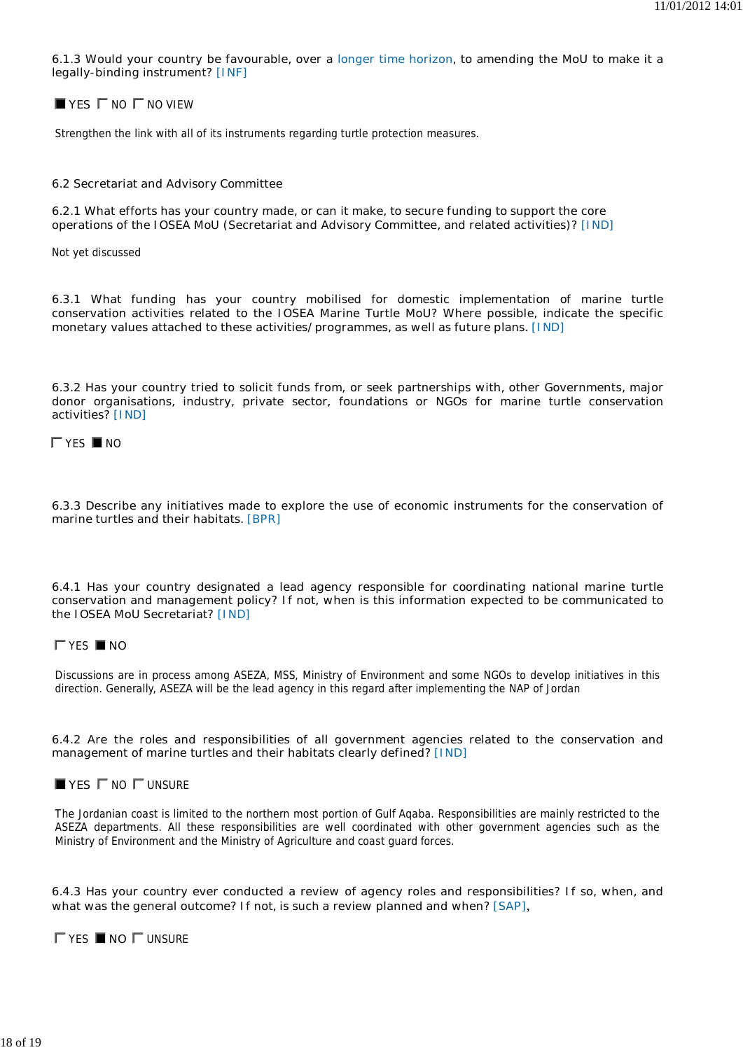6.1.3 Would your country be favourable, over a longer time horizon, to amending the MoU to make it a legally-binding instrument? [INF]

■ YES ☐ NO ☐ NO VIEW

Strengthen the link with all of its instruments regarding turtle protection measures.

6.2 Secretariat and Advisory Committee

6.2.1 What efforts has your country made, or can it make, to secure funding to support the core operations of the IOSEA MoU (Secretariat and Advisory Committee, and related activities)? [IND]

Not yet discussed

6.3.1 What funding has your country mobilised for domestic implementation of marine turtle conservation activities related to the IOSEA Marine Turtle MoU? Where possible, indicate the specific monetary values attached to these activities/programmes, as well as future plans. [IND]

6.3.2 Has your country tried to solicit funds from, or seek partnerships with, other Governments, major donor organisations, industry, private sector, foundations or NGOs for marine turtle conservation activities? [IND]

☐ YES ■ NO

6.3.3 Describe any initiatives made to explore the use of economic instruments for the conservation of marine turtles and their habitats. [BPR]

6.4.1 Has your country designated a lead agency responsible for coordinating national marine turtle conservation and management policy? If not, when is this information expected to be communicated to the IOSEA MoU Secretariat? [IND]

☐ YES ■ NO

Discussions are in process among ASEZA, MSS, Ministry of Environment and some NGOs to develop initiatives in this direction. Generally, ASEZA will be the lead agency in this regard after implementing the NAP of Jordan

6.4.2 Are the roles and responsibilities of all government agencies related to the conservation and management of marine turtles and their habitats clearly defined? [IND]

■ YES ☐ NO ☐ UNSURE

The Jordanian coast is limited to the northern most portion of Gulf Aqaba. Responsibilities are mainly restricted to the ASEZA departments. All these responsibilities are well coordinated with other government agencies such as the Ministry of Environment and the Ministry of Agriculture and coast guard forces.

6.4.3 Has your country ever conducted a review of agency roles and responsibilities? If so, when, and what was the general outcome? If not, is such a review planned and when? [SAP],

☐ YES ■ NO ☐ UNSURE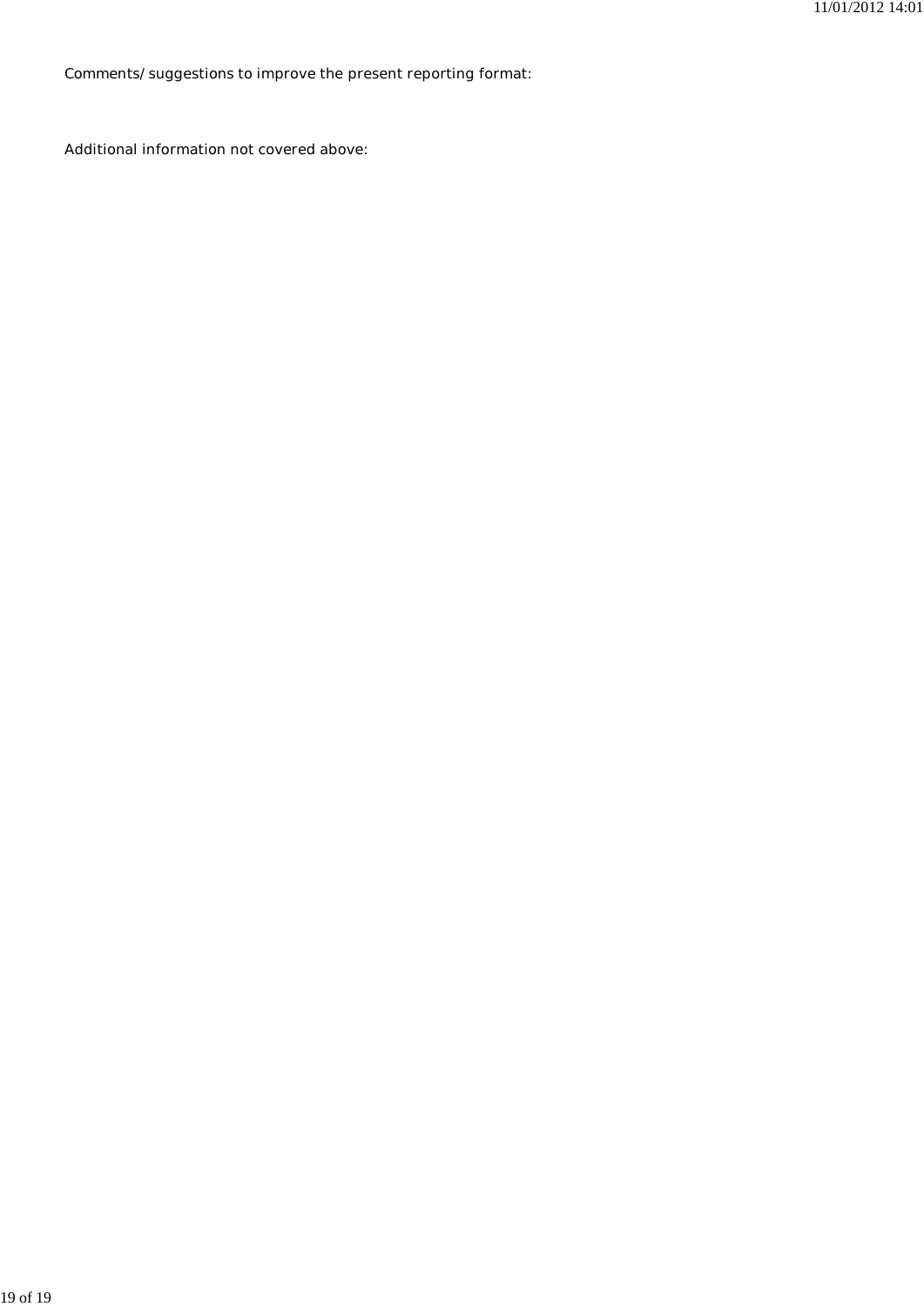Comments/suggestions to improve the present reporting format:

Additional information not covered above: